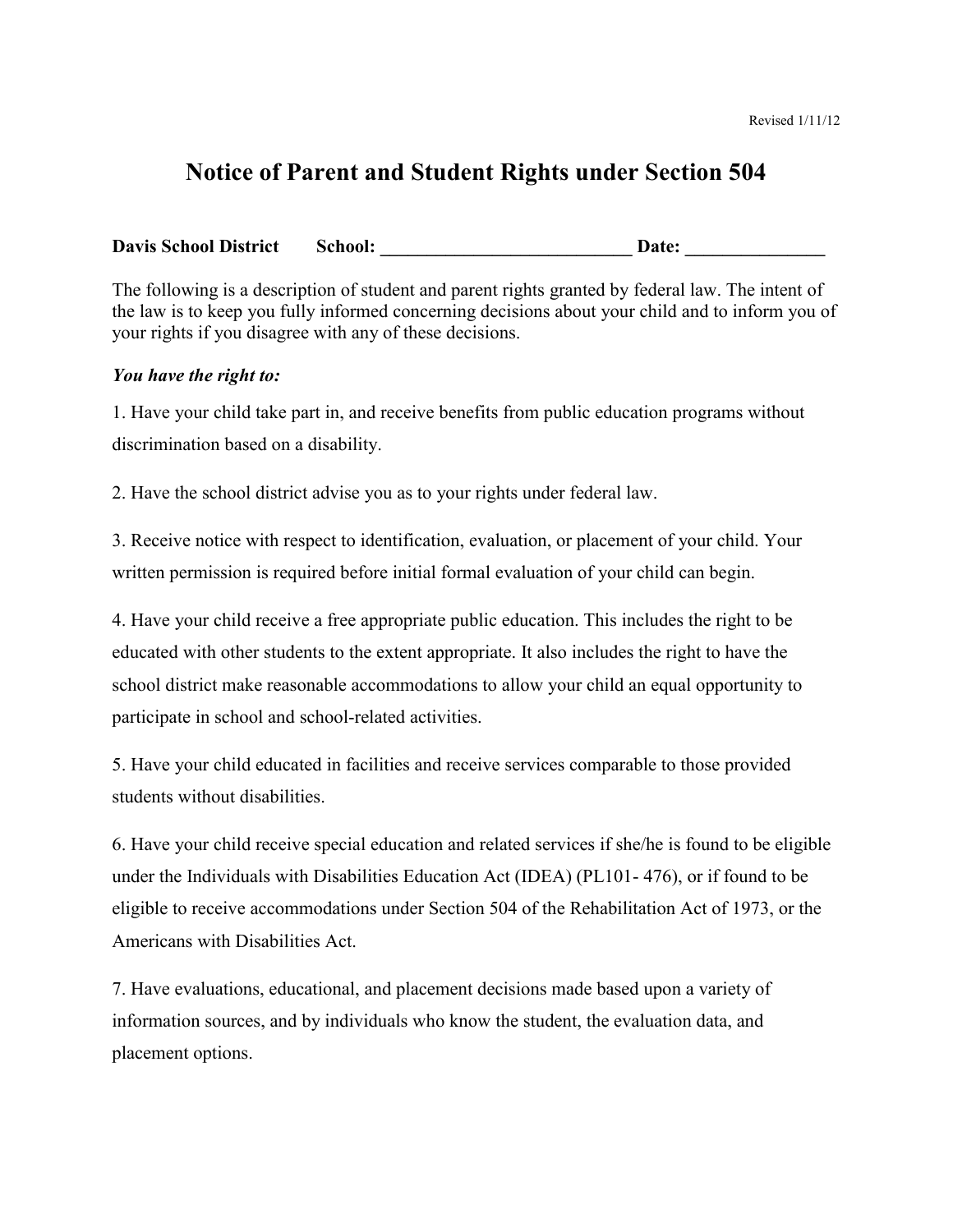Revised 1/11/12

# Notice of Parent and Student Rights under Section 504

**Davis School District School: ____________________________ Date: _______________**

The following is a description of student and parent rights granted by federal law. The intent of the law is to keep you fully informed concerning decisions about your child and to inform you of your rights if you disagree with any of these decisions.

***You have the right to:***

1. Have your child take part in, and receive benefits from public education programs without discrimination based on a disability.

2. Have the school district advise you as to your rights under federal law.

3. Receive notice with respect to identification, evaluation, or placement of your child. Your written permission is required before initial formal evaluation of your child can begin.

4. Have your child receive a free appropriate public education. This includes the right to be educated with other students to the extent appropriate. It also includes the right to have the school district make reasonable accommodations to allow your child an equal opportunity to participate in school and school-related activities.

5. Have your child educated in facilities and receive services comparable to those provided students without disabilities.

6. Have your child receive special education and related services if she/he is found to be eligible under the Individuals with Disabilities Education Act (IDEA) (PL101- 476), or if found to be eligible to receive accommodations under Section 504 of the Rehabilitation Act of 1973, or the Americans with Disabilities Act.

7. Have evaluations, educational, and placement decisions made based upon a variety of information sources, and by individuals who know the student, the evaluation data, and placement options.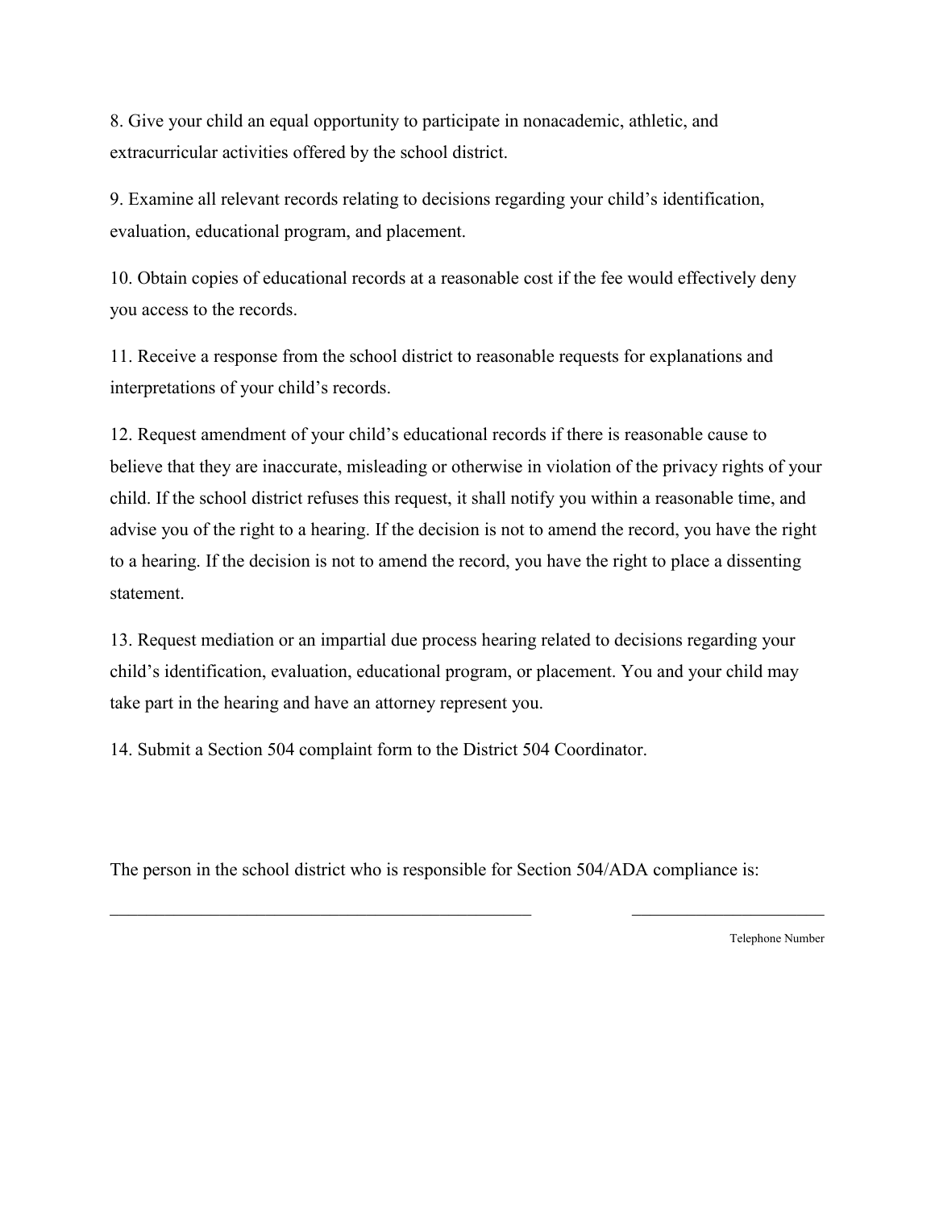8. Give your child an equal opportunity to participate in nonacademic, athletic, and extracurricular activities offered by the school district.

9. Examine all relevant records relating to decisions regarding your child's identification, evaluation, educational program, and placement.

10. Obtain copies of educational records at a reasonable cost if the fee would effectively deny you access to the records.

11. Receive a response from the school district to reasonable requests for explanations and interpretations of your child's records.

12. Request amendment of your child's educational records if there is reasonable cause to believe that they are inaccurate, misleading or otherwise in violation of the privacy rights of your child. If the school district refuses this request, it shall notify you within a reasonable time, and advise you of the right to a hearing. If the decision is not to amend the record, you have the right to a hearing. If the decision is not to amend the record, you have the right to place a dissenting statement.

13. Request mediation or an impartial due process hearing related to decisions regarding your child's identification, evaluation, educational program, or placement. You and your child may take part in the hearing and have an attorney represent you.

14. Submit a Section 504 complaint form to the District 504 Coordinator.

The person in the school district who is responsible for Section 504/ADA compliance is:

\_\_\_\_\_\_\_\_\_\_\_\_\_\_\_\_\_\_\_\_\_\_\_\_\_\_\_\_\_\_\_\_\_\_\_\_\_\_\_\_\_\_\_\_\_\_\_\_ \_\_\_\_\_\_\_\_\_\_\_\_\_\_\_\_\_\_\_\_\_\_\_

Telephone Number